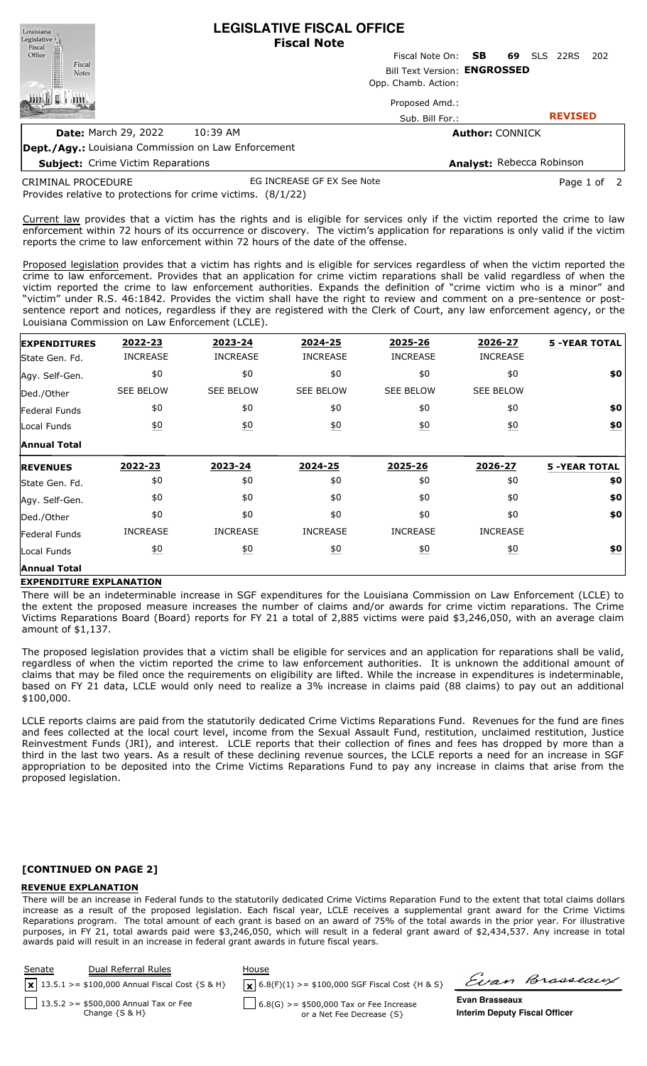# LEGISLATIVE FISCAL OFFICE
## Fiscal Note

Fiscal Note On: **SB 69** SLS 22RS 202

Bill Text Version: **ENGROSSED**

Opp. Chamb. Action:

Proposed Amd.:

Sub. Bill For.:

**REVISED**

**Date:** March 29, 2022 10:39 AM

**Author:** CONNICK

**Dept./Agy.:** Louisiana Commission on Law Enforcement

**Subject:** Crime Victim Reparations

**Analyst:** Rebecca Robinson

CRIMINAL PROCEDURE EG INCREASE GF EX See Note

Provides relative to protections for crime victims. (8/1/22)

Current law provides that a victim has the rights and is eligible for services only if the victim reported the crime to law enforcement within 72 hours of its occurrence or discovery. The victim's application for reparations is only valid if the victim reports the crime to law enforcement within 72 hours of the date of the offense.

Proposed legislation provides that a victim has rights and is eligible for services regardless of when the victim reported the crime to law enforcement. Provides that an application for crime victim reparations shall be valid regardless of when the victim reported the crime to law enforcement authorities. Expands the definition of "crime victim who is a minor" and "victim" under R.S. 46:1842. Provides the victim shall have the right to review and comment on a pre-sentence or post-sentence report and notices, regardless if they are registered with the Clerk of Court, any law enforcement agency, or the Louisiana Commission on Law Enforcement (LCLE).

| EXPENDITURES | 2022-23 | 2023-24 | 2024-25 | 2025-26 | 2026-27 | 5 -YEAR TOTAL |
|---|---|---|---|---|---|---|
| State Gen. Fd. | INCREASE | INCREASE | INCREASE | INCREASE | INCREASE | |
| Agy. Self-Gen. | $0 | $0 | $0 | $0 | $0 | $0 |
| Ded./Other | SEE BELOW | SEE BELOW | SEE BELOW | SEE BELOW | SEE BELOW | |
| Federal Funds | $0 | $0 | $0 | $0 | $0 | $0 |
| Local Funds | $0 | $0 | $0 | $0 | $0 | $0 |
| **Annual Total** | | | | | | |

| REVENUES | 2022-23 | 2023-24 | 2024-25 | 2025-26 | 2026-27 | 5 -YEAR TOTAL |
|---|---|---|---|---|---|---|
| State Gen. Fd. | $0 | $0 | $0 | $0 | $0 | $0 |
| Agy. Self-Gen. | $0 | $0 | $0 | $0 | $0 | $0 |
| Ded./Other | $0 | $0 | $0 | $0 | $0 | $0 |
| Federal Funds | INCREASE | INCREASE | INCREASE | INCREASE | INCREASE | |
| Local Funds | $0 | $0 | $0 | $0 | $0 | $0 |
| **Annual Total** | | | | | | |

**EXPENDITURE EXPLANATION**

There will be an indeterminable increase in SGF expenditures for the Louisiana Commission on Law Enforcement (LCLE) to the extent the proposed measure increases the number of claims and/or awards for crime victim reparations. The Crime Victims Reparations Board (Board) reports for FY 21 a total of 2,885 victims were paid $3,246,050, with an average claim amount of $1,137.

The proposed legislation provides that a victim shall be eligible for services and an application for reparations shall be valid, regardless of when the victim reported the crime to law enforcement authorities. It is unknown the additional amount of claims that may be filed once the requirements on eligibility are lifted. While the increase in expenditures is indeterminable, based on FY 21 data, LCLE would only need to realize a 3% increase in claims paid (88 claims) to pay out an additional $100,000.

LCLE reports claims are paid from the statutorily dedicated Crime Victims Reparations Fund. Revenues for the fund are fines and fees collected at the local court level, income from the Sexual Assault Fund, restitution, unclaimed restitution, Justice Reinvestment Funds (JRI), and interest. LCLE reports that their collection of fines and fees has dropped by more than a third in the last two years. As a result of these declining revenue sources, the LCLE reports a need for an increase in SGF appropriation to be deposited into the Crime Victims Reparations Fund to pay any increase in claims that arise from the proposed legislation.

**[CONTINUED ON PAGE 2]**

**REVENUE EXPLANATION**

There will be an increase in Federal funds to the statutorily dedicated Crime Victims Reparation Fund to the extent that total claims dollars increase as a result of the proposed legislation. Each fiscal year, LCLE receives a supplemental grant award for the Crime Victims Reparations program. The total amount of each grant is based on an award of 75% of the total awards in the prior year. For illustrative purposes, in FY 21, total awards paid were $3,246,050, which will result in a federal grant award of $2,434,537. Any increase in total awards paid will result in an increase in federal grant awards in future fiscal years.

| Senate | Dual Referral Rules | House |
|---|---|---|
| [x] 13.5.1 >= $100,000 Annual Fiscal Cost {S & H} | | [x] 6.8(F)(1) >= $100,000 SGF Fiscal Cost {H & S} |
| [ ] 13.5.2 >= $500,000 Annual Tax or Fee Change {S & H} | | [ ] 6.8(G) >= $500,000 Tax or Fee Increase or a Net Fee Decrease {S} |

**Evan Brasseaux**
**Interim Deputy Fiscal Officer**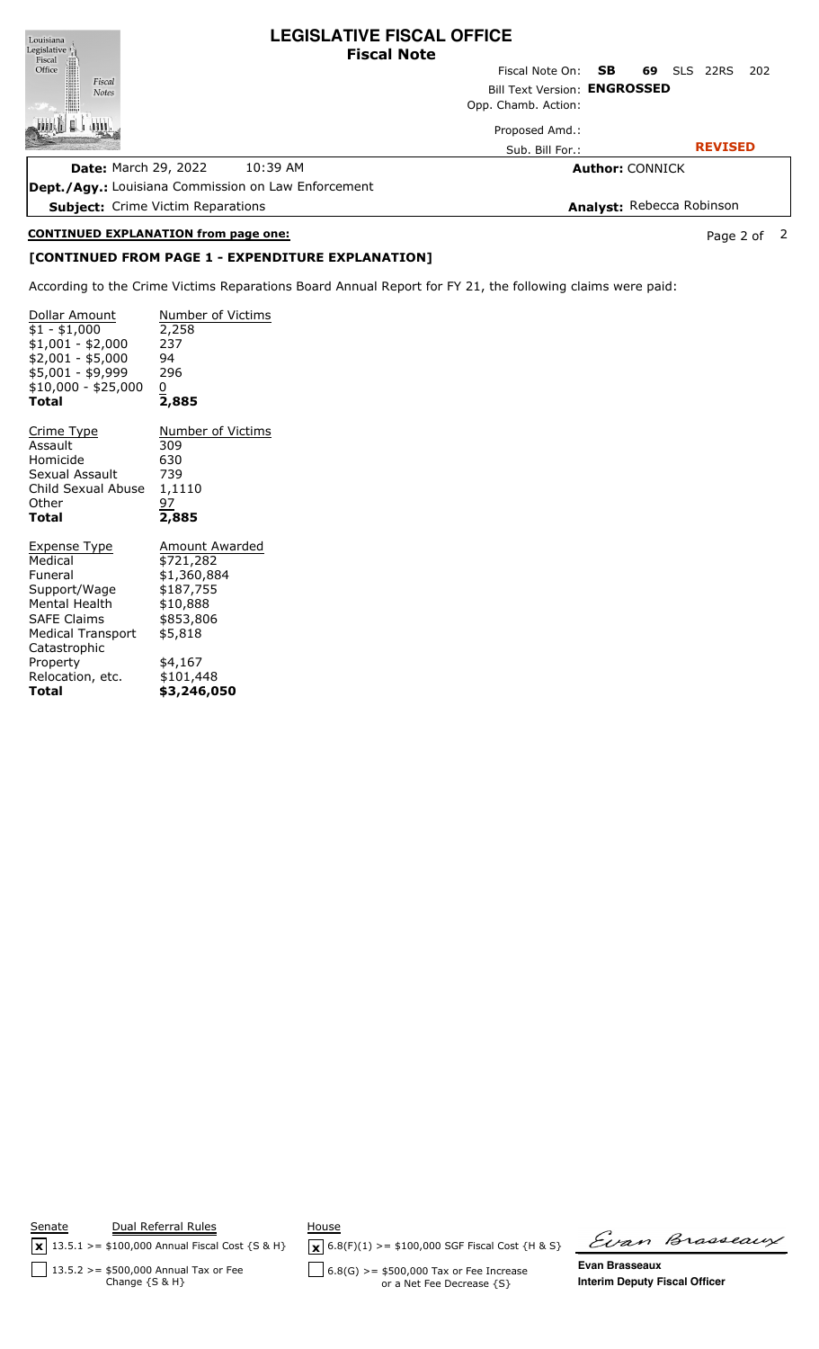# LEGISLATIVE FISCAL OFFICE
## Fiscal Note

Fiscal Note On: **SB 69** SLS 22RS 202

Bill Text Version: **ENGROSSED**

Opp. Chamb. Action:

Proposed Amd.:

Sub. Bill For.:

**REVISED**

**Date:** March 29, 2022 10:39 AM

**Author:** CONNICK

**Dept./Agy.:** Louisiana Commission on Law Enforcement

**Subject:** Crime Victim Reparations

**Analyst:** Rebecca Robinson

**CONTINUED EXPLANATION from page one:**

**[CONTINUED FROM PAGE 1 - EXPENDITURE EXPLANATION]**

According to the Crime Victims Reparations Board Annual Report for FY 21, the following claims were paid:

| Dollar Amount | Number of Victims |
|---|---|
| $1 - $1,000 | 2,258 |
| $1,001 - $2,000 | 237 |
| $2,001 - $5,000 | 94 |
| $5,001 - $9,999 | 296 |
| $10,000 - $25,000 | 0 |
| **Total** | **2,885** |

| Crime Type | Number of Victims |
|---|---|
| Assault | 309 |
| Homicide | 630 |
| Sexual Assault | 739 |
| Child Sexual Abuse | 1,1110 |
| Other | 97 |
| **Total** | **2,885** |

| Expense Type | Amount Awarded |
|---|---|
| Medical | $721,282 |
| Funeral | $1,360,884 |
| Support/Wage | $187,755 |
| Mental Health | $10,888 |
| SAFE Claims | $853,806 |
| Medical Transport | $5,818 |
| Catastrophic Property | $4,167 |
| Relocation, etc. | $101,448 |
| **Total** | **$3,246,050** |

**Senate** Dual Referral Rules

[x] 13.5.1 >= $100,000 Annual Fiscal Cost {S & H}

[ ] 13.5.2 >= $500,000 Annual Tax or Fee Change {S & H}

**House**

[x] 6.8(F)(1) >= $100,000 SGF Fiscal Cost {H & S}

[ ] 6.8(G) >= $500,000 Tax or Fee Increase or a Net Fee Decrease {S}

**Evan Brasseaux**
**Interim Deputy Fiscal Officer**